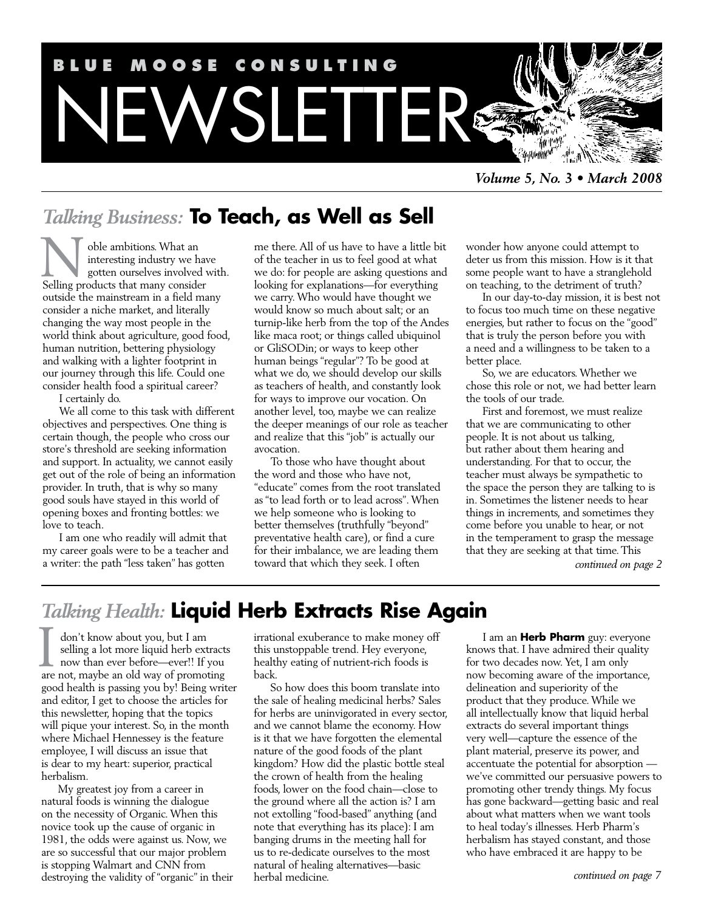# BLUE MOOSE CONSULTING NEWSLETTER

*Volume 5, No. 3 • March 2008*

## *Talking Business:* To Teach, as Well as Sell

Noble ambitions. What an interesting industry we have gotten ourselves involved with. Selling products that many consider outside the mainstream in a field many consider a niche market, and literally changing the way most people in the world think about agriculture, good food, human nutrition, bettering physiology and walking with a lighter footprint in our journey through this life. Could one consider health food a spiritual career?

I certainly do.

We all come to this task with different objectives and perspectives. One thing is certain though, the people who cross our store's threshold are seeking information and support. In actuality, we cannot easily get out of the role of being an information provider. In truth, that is why so many good souls have stayed in this world of opening boxes and fronting bottles: we love to teach.

I am one who readily will admit that my career goals were to be a teacher and a writer: the path "less taken" has gotten me there. All of us have to have a little bit of the teacher in us to feel good at what we do: for people are asking questions and looking for explanations—for everything we carry. Who would have thought we would know so much about salt; or an turnip-like herb from the top of the Andes like maca root; or things called ubiquinol or GliSODin; or ways to keep other human beings "regular"? To be good at what we do, we should develop our skills as teachers of health, and constantly look for ways to improve our vocation. On another level, too, maybe we can realize the deeper meanings of our role as teacher and realize that this "job" is actually our avocation.

To those who have thought about the word and those who have not, "educate" comes from the root translated as "to lead forth or to lead across". When we help someone who is looking to better themselves (truthfully "beyond" preventative health care), or find a cure for their imbalance, we are leading them toward that which they seek. I often wonder how anyone could attempt to deter us from this mission. How is it that some people want to have a stranglehold on teaching, to the detriment of truth?

In our day-to-day mission, it is best not to focus too much time on these negative energies, but rather to focus on the "good" that is truly the person before you with a need and a willingness to be taken to a better place.

So, we are educators. Whether we chose this role or not, we had better learn the tools of our trade.

First and foremost, we must realize that we are communicating to other people. It is not about us talking, but rather about them hearing and understanding. For that to occur, the teacher must always be sympathetic to the space the person they are talking to is in. Sometimes the listener needs to hear things in increments, and sometimes they come before you unable to hear, or not in the temperament to grasp the message that they are seeking at that time. This

*continued on page 2*

## *Talking Health:* Liquid Herb Extracts Rise Again

I don't know about you, but I am selling a lot more liquid herb extracts now than ever before—ever!! If you are not, maybe an old way of promoting good health is passing you by! Being writer and editor, I get to choose the articles for this newsletter, hoping that the topics will pique your interest. So, in the month where Michael Hennessey is the feature employee, I will discuss an issue that is dear to my heart: superior, practical herbalism.

My greatest joy from a career in natural foods is winning the dialogue on the necessity of Organic. When this novice took up the cause of organic in 1981, the odds were against us. Now, we are so successful that our major problem is stopping Walmart and CNN from destroying the validity of "organic" in their irrational exuberance to make money off this unstoppable trend. Hey everyone, healthy eating of nutrient-rich foods is back.

So how does this boom translate into the sale of healing medicinal herbs? Sales for herbs are uninvigorated in every sector, and we cannot blame the economy. How is it that we have forgotten the elemental nature of the good foods of the plant kingdom? How did the plastic bottle steal the crown of health from the healing foods, lower on the food chain—close to the ground where all the action is? I am not extolling "food-based" anything (and note that everything has its place): I am banging drums in the meeting hall for us to re-dedicate ourselves to the most natural of healing alternatives—basic herbal medicine.

I am an **Herb Pharm** guy: everyone knows that. I have admired their quality for two decades now. Yet, I am only now becoming aware of the importance, delineation and superiority of the product that they produce. While we all intellectually know that liquid herbal extracts do several important things very well—capture the essence of the plant material, preserve its power, and accentuate the potential for absorption — we've committed our persuasive powers to promoting other trendy things. My focus has gone backward—getting basic and real about what matters when we want tools to heal today's illnesses. Herb Pharm's herbalism has stayed constant, and those who have embraced it are happy to be

*continued on page 7*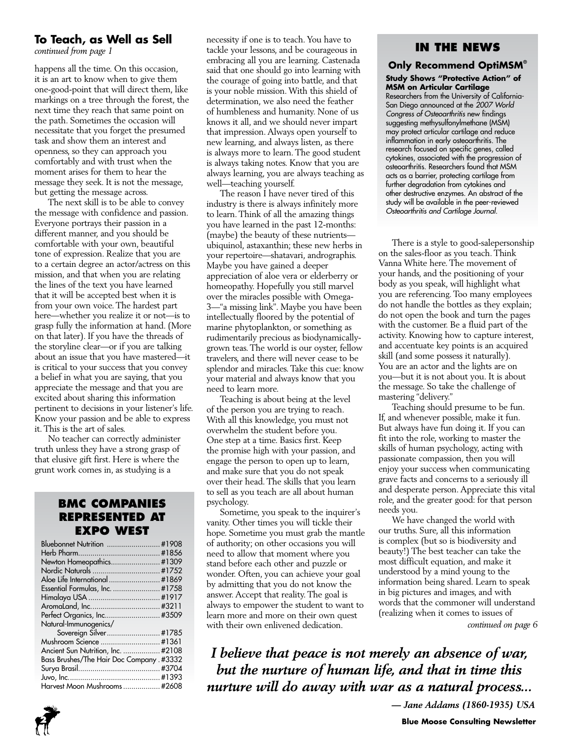## To Teach, as Well as Sell

*continued from page 1*

happens all the time. On this occasion, it is an art to know when to give them one-good-point that will direct them, like markings on a tree through the forest, the next time they reach that same point on the path. Sometimes the occasion will necessitate that you forget the presumed task and show them an interest and openness, so they can approach you comfortably and with trust when the moment arises for them to hear the message they seek. It is not the message, but getting the message across.

The next skill is to be able to convey the message with confidence and passion. Everyone portrays their passion in a different manner, and you should be comfortable with your own, beautiful tone of expression. Realize that you are to a certain degree an actor/actress on this mission, and that when you are relating the lines of the text you have learned that it will be accepted best when it is from your own voice. The hardest part here—whether you realize it or not—is to grasp fully the information at hand. (More on that later). If you have the threads of the storyline clear—or if you are talking about an issue that you have mastered—it is critical to your success that you convey a belief in what you are saying, that you appreciate the message and that you are excited about sharing this information pertinent to decisions in your listener's life. Know your passion and be able to express it. This is the art of sales.

No teacher can correctly administer truth unless they have a strong grasp of that elusive gift first. Here is where the grunt work comes in, as studying is a necessity if one is to teach. You have to tackle your lessons, and be courageous in embracing all you are learning. Castenada said that one should go into learning with the courage of going into battle, and that is your noble mission. With this shield of determination, we also need the feather of humbleness and humanity. None of us knows it all, and we should never impart that impression. Always open yourself to new learning, and always listen, as there is always more to learn. The good student is always taking notes. Know that you are always learning, you are always teaching as well—teaching yourself.

The reason I have never tired of this industry is there is always infinitely more to learn. Think of all the amazing things you have learned in the past 12-months: (maybe) the beauty of these nutrients—ubiquinol, astaxanthin; these new herbs in your repertoire—shatavari, andrographis. Maybe you have gained a deeper appreciation of aloe vera or elderberry or homeopathy. Hopefully you still marvel over the miracles possible with Omega-3—"a missing link". Maybe you have been intellectually floored by the potential of marine phytoplankton, or something as rudimentarily precious as biodynamically-grown teas. The world is our oyster, fellow travelers, and there will never cease to be splendor and miracles. Take this cue: know your material and always know that you need to learn more.

Teaching is about being at the level of the person you are trying to reach. With all this knowledge, you must not overwhelm the student before you. One step at a time. Basics first. Keep the promise high with your passion, and engage the person to open up to learn, and make sure that you do not speak over their head. The skills that you learn to sell as you teach are all about human psychology.

Sometime, you speak to the inquirer's vanity. Other times you will tickle their hope. Sometime you must grab the mantle of authority; on other occasions you will need to allow that moment where you stand before each other and puzzle or wonder. Often, you can achieve your goal by admitting that you do not know the answer. Accept that reality. The goal is always to empower the student to want to learn more and more on their own quest with their own enlivened dedication.

There is a style to good-salepersonship on the sales-floor as you teach. Think Vanna White here. The movement of your hands, and the positioning of your body as you speak, will highlight what you are referencing. Too many employees do not handle the bottles as they explain; do not open the book and turn the pages with the customer. Be a fluid part of the activity. Knowing how to capture interest, and accentuate key points is an acquired skill (and some possess it naturally). You are an actor and the lights are on you—but it is not about you. It is about the message. So take the challenge of mastering "delivery."

Teaching should presume to be fun. If, and whenever possible, make it fun. But always have fun doing it. If you can fit into the role, working to master the skills of human psychology, acting with passionate compassion, then you will enjoy your success when communicating grave facts and concerns to a seriously ill and desperate person. Appreciate this vital role, and the greater good: for that person needs you.

We have changed the world with our truths. Sure, all this information is complex (but so is biodiversity and beauty!) The best teacher can take the most difficult equation, and make it understood by a mind young to the information being shared. Learn to speak in big pictures and images, and with words that the commoner will understand (realizing when it comes to issues of

*continued on page 6*

## IN THE NEWS

### Only Recommend OptiMSM®

**Study Shows "Protective Action" of MSM on Articular Cartilage**

Researchers from the University of California-San Diego announced at the *2007 World Congress of Osteoarthritis* new findings suggesting methylsulfonylmethane (MSM) may protect articular cartilage and reduce inflammation in early osteoarthritis. The research focused on specific genes, called cytokines, associated with the progression of osteoarthritis. Researchers found that MSM acts as a barrier, protecting cartilage from further degradation from cytokines and other destructive enzymes. An abstract of the study will be available in the peer-reviewed *Osteoarthritis and Cartilage Journal*.

## BMC COMPANIES REPRESENTED AT EXPO WEST

| Company | Booth |
|---|---|
| Bluebonnet Nutrition | #1908 |
| Herb Pharm | #1856 |
| Newton Homeopathics | #1309 |
| Nordic Naturals | #1752 |
| Aloe Life International | #1869 |
| Essential Formulas, Inc. | #1758 |
| Himalaya USA | #1917 |
| AromaLand, Inc. | #3211 |
| Perfect Organics, Inc. | #3509 |
| Natural-Immunogenics/ Sovereign Silver | #1785 |
| Mushroom Science | #1361 |
| Ancient Sun Nutrition, Inc. | #2108 |
| Bass Brushes/The Hair Doc Company | #3332 |
| Surya Brasil | #3704 |
| Juvo, Inc. | #1393 |
| Harvest Moon Mushrooms | #2608 |

***I believe that peace is not merely an absence of war, but the nurture of human life, and that in time this nurture will do away with war as a natural process...***

***— Jane Addams (1860-1935) USA***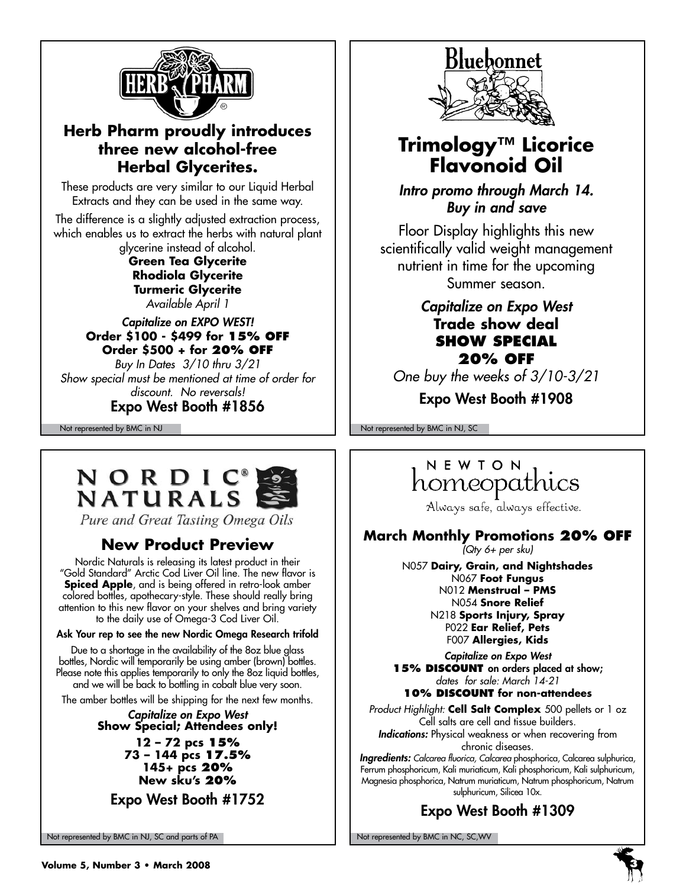## Herb Pharm proudly introduces three new alcohol-free Herbal Glycerites.

These products are very similar to our Liquid Herbal Extracts and they can be used in the same way.

The difference is a slightly adjusted extraction process, which enables us to extract the herbs with natural plant glycerine instead of alcohol.

**Green Tea Glycerite**
**Rhodiola Glycerite**
**Turmeric Glycerite**
*Available April 1*

*Capitalize on EXPO WEST!*
**Order $100 - $499 for 15% OFF**
**Order $500 + for 20% OFF**
*Buy In Dates 3/10 thru 3/21*
*Show special must be mentioned at time of order for discount. No reversals!*

Expo West Booth #1856

Not represented by BMC in NJ

## Bluebonnet

## Trimology™ Licorice Flavonoid Oil

*Intro promo through March 14. Buy in and save*

Floor Display highlights this new scientifically valid weight management nutrient in time for the upcoming Summer season.

*Capitalize on Expo West*
**Trade show deal**
**SHOW SPECIAL**
**20% OFF**
*One buy the weeks of 3/10-3/21*

Expo West Booth #1908

Not represented by BMC in NJ, SC

## NORDIC® NATURALS

*Pure and Great Tasting Omega Oils*

### New Product Preview

Nordic Naturals is releasing its latest product in their "Gold Standard" Arctic Cod Liver Oil line. The new flavor is **Spiced Apple**, and is being offered in retro-look amber colored bottles, apothecary-style. These should really bring attention to this new flavor on your shelves and bring variety to the daily use of Omega-3 Cod Liver Oil.

**Ask Your rep to see the new Nordic Omega Research trifold**

Due to a shortage in the availability of the 8oz blue glass bottles, Nordic will temporarily be using amber (brown) bottles. Please note this applies temporarily to only the 8oz liquid bottles, and we will be back to bottling in cobalt blue very soon.

The amber bottles will be shipping for the next few months.

*Capitalize on Expo West*
**Show Special; Attendees only!**

**12 – 72 pcs 15%**
**73 – 144 pcs 17.5%**
**145+ pcs 20%**
**New sku's 20%**

Expo West Booth #1752

Not represented by BMC in NJ, SC and parts of PA

## NEWTON homeopathics

Always safe, always effective.

### March Monthly Promotions 20% OFF

*(Qty 6+ per sku)*

N057 **Dairy, Grain, and Nightshades**
N067 **Foot Fungus**
N012 **Menstrual – PMS**
N054 **Snore Relief**
N218 **Sports Injury, Spray**
P022 **Ear Relief, Pets**
F007 **Allergies, Kids**

*Capitalize on Expo West*
**15% DISCOUNT** on orders placed at show;
*dates for sale: March 14-21*
**10% DISCOUNT for non-attendees**

*Product Highlight:* **Cell Salt Complex** 500 pellets or 1 oz
Cell salts are cell and tissue builders.
***Indications:*** Physical weakness or when recovering from chronic diseases.
***Ingredients:*** *Calcarea fluorica, Calcarea* phosphorica, Calcarea sulphurica, Ferrum phosphoricum, Kali muriaticum, Kali phosphoricum, Kali sulphuricum, Magnesia phosphorica, Natrum muriaticum, Natrum phosphoricum, Natrum sulphuricum, Silicea 10x.

Expo West Booth #1309

Not represented by BMC in NC, SC,WV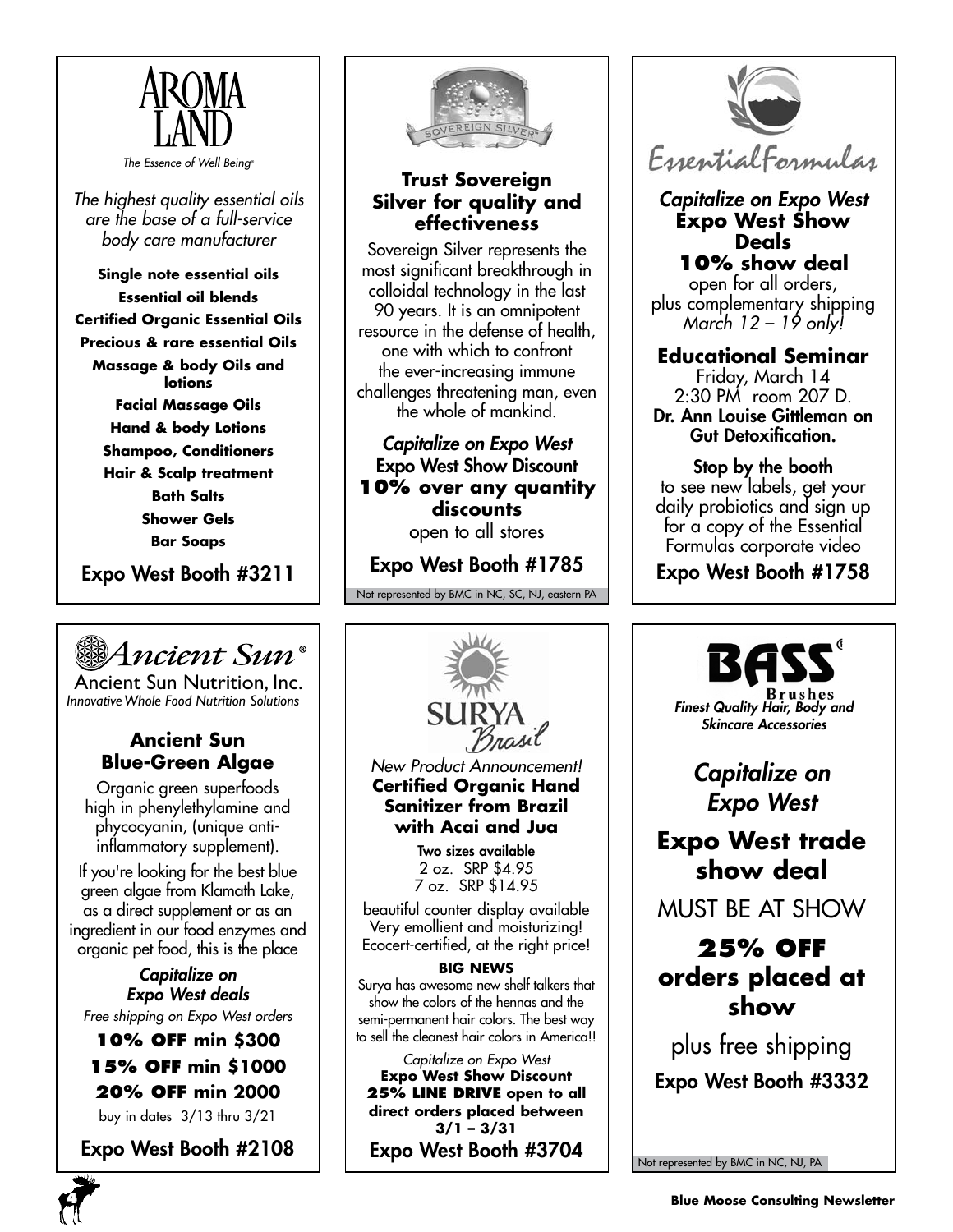## AROMA LAND

*The Essence of Well-Being®*

*The highest quality essential oils are the base of a full-service body care manufacturer*

**Single note essential oils**
**Essential oil blends**
**Certified Organic Essential Oils**
**Precious & rare essential Oils**
**Massage & body Oils and lotions**
**Facial Massage Oils**
**Hand & body Lotions**
**Shampoo, Conditioners**
**Hair & Scalp treatment**
**Bath Salts**
**Shower Gels**
**Bar Soaps**

Expo West Booth #3211

---

## SOVEREIGN SILVER®

### Trust Sovereign Silver for quality and effectiveness

Sovereign Silver represents the most significant breakthrough in colloidal technology in the last 90 years. It is an omnipotent resource in the defense of health, one with which to confront the ever-increasing immune challenges threatening man, even the whole of mankind.

*Capitalize on Expo West*
Expo West Show Discount
**10% over any quantity discounts**
open to all stores

Expo West Booth #1785

Not represented by BMC in NC, SC, NJ, eastern PA

---

## Essential Formulas

*Capitalize on Expo West*
**Expo West Show Deals**
**10% show deal**
open for all orders,
plus complementary shipping
*March 12 – 19 only!*

**Educational Seminar**
Friday, March 14
2:30 PM room 207 D.
**Dr. Ann Louise Gittleman on Gut Detoxification.**

**Stop by the booth**
to see new labels, get your daily probiotics and sign up for a copy of the Essential Formulas corporate video

Expo West Booth #1758

---

## Ancient Sun®

Ancient Sun Nutrition, Inc.
*Innovative Whole Food Nutrition Solutions*

### Ancient Sun Blue-Green Algae

Organic green superfoods high in phenylethylamine and phycocyanin, (unique anti-inflammatory supplement).

If you're looking for the best blue green algae from Klamath Lake, as a direct supplement or as an ingredient in our food enzymes and organic pet food, this is the place

*Capitalize on Expo West deals*
*Free shipping on Expo West orders*

**10% OFF min $300**
**15% OFF min $1000**
**20% OFF min 2000**

buy in dates 3/13 thru 3/21

Expo West Booth #2108

---

## SURYA Brasil

*New Product Announcement!*
**Certified Organic Hand Sanitizer from Brazil with Acai and Jua**

Two sizes available
2 oz. SRP $4.95
7 oz. SRP $14.95

beautiful counter display available
Very emollient and moisturizing!
Ecocert-certified, at the right price!

**BIG NEWS**
Surya has awesome new shelf talkers that show the colors of the hennas and the semi-permanent hair colors. The best way to sell the cleanest hair colors in America!!

*Capitalize on Expo West*
**Expo West Show Discount**
**25% LINE DRIVE open to all direct orders placed between 3/1 – 3/31**

Expo West Booth #3704

---

## BASS® Brushes

*Finest Quality Hair, Body and Skincare Accessories*

*Capitalize on Expo West*

**Expo West trade show deal**

MUST BE AT SHOW

**25% OFF orders placed at show**

plus free shipping

Expo West Booth #3332

Not represented by BMC in NC, NJ, PA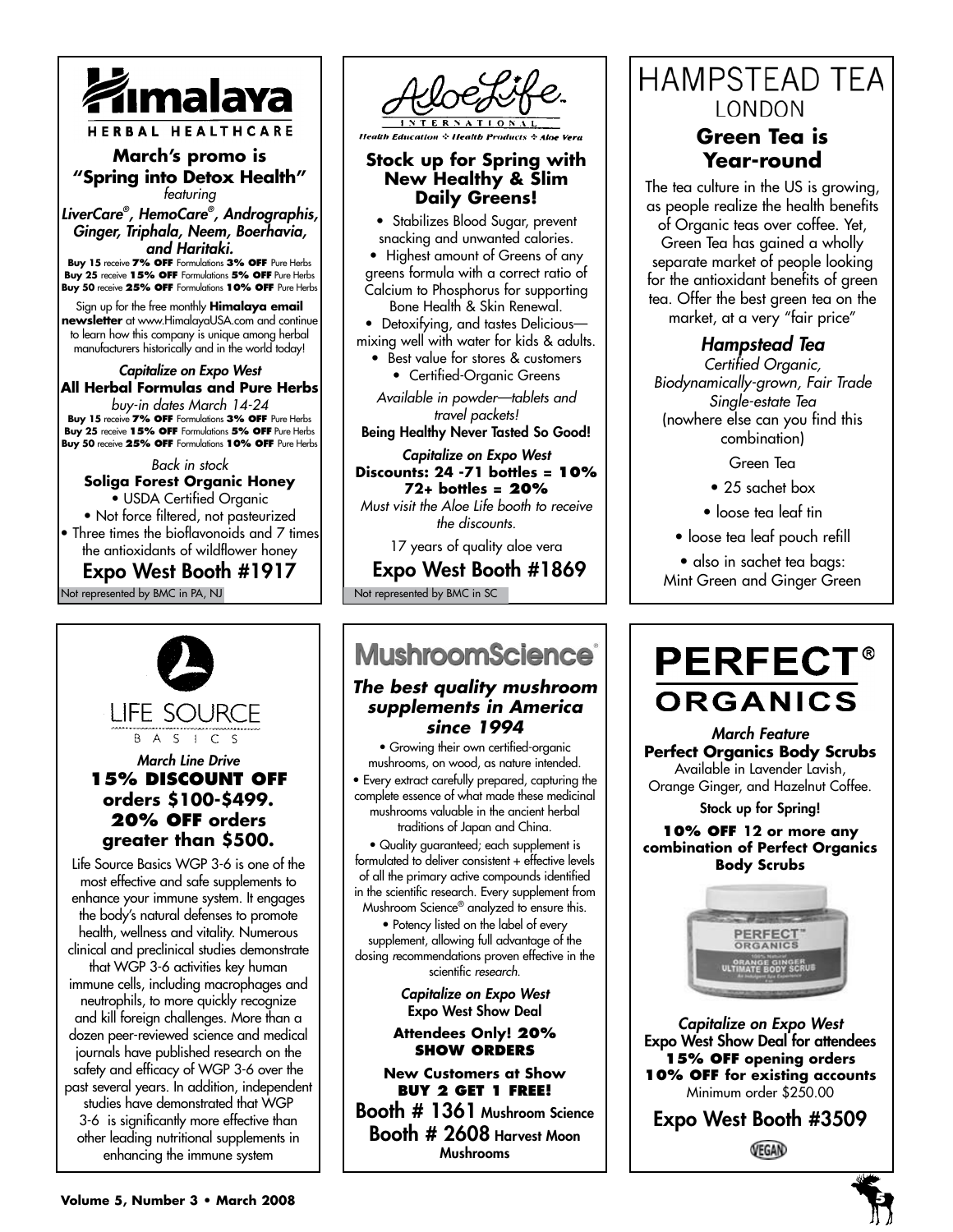# Himalaya HERBAL HEALTHCARE

### March's promo is "Spring into Detox Health"

*featuring*

***LiverCare®, HemoCare®, Andrographis, Ginger, Triphala, Neem, Boerhavia, and Haritaki.***

**Buy 15** receive **7% OFF** Formulations **3% OFF** Pure Herbs
**Buy 25** receive **15% OFF** Formulations **5% OFF** Pure Herbs
**Buy 50** receive **25% OFF** Formulations **10% OFF** Pure Herbs

Sign up for the free monthly **Himalaya email newsletter** at www.HimalayaUSA.com and continue to learn how this company is unique among herbal manufacturers historically and in the world today!

*Capitalize on Expo West*

**All Herbal Formulas and Pure Herbs**

*buy-in dates March 14-24*

**Buy 15** receive **7% OFF** Formulations **3% OFF** Pure Herbs
**Buy 25** receive **15% OFF** Formulations **5% OFF** Pure Herbs
**Buy 50** receive **25% OFF** Formulations **10% OFF** Pure Herbs

*Back in stock*

**Soliga Forest Organic Honey**

- USDA Certified Organic
- Not force filtered, not pasteurized
- Three times the bioflavonoids and 7 times the antioxidants of wildflower honey

## Expo West Booth #1917

Not represented by BMC in PA, NJ

# AloeLife INTERNATIONAL

*Health Education ❖ Health Products ❖ Aloe Vera*

### Stock up for Spring with New Healthy & Slim Daily Greens!

- Stabilizes Blood Sugar, prevent snacking and unwanted calories.
- Highest amount of Greens of any greens formula with a correct ratio of Calcium to Phosphorus for supporting Bone Health & Skin Renewal.
- Detoxifying, and tastes Delicious—mixing well with water for kids & adults.
- Best value for stores & customers
- Certified-Organic Greens

*Available in powder—tablets and travel packets!*

**Being Healthy Never Tasted So Good!**

*Capitalize on Expo West*

**Discounts: 24 -71 bottles = 10%**
**72+ bottles = 20%**

*Must visit the Aloe Life booth to receive the discounts.*

17 years of quality aloe vera

## Expo West Booth #1869

Not represented by BMC in SC

# HAMPSTEAD TEA LONDON

### Green Tea is Year-round

The tea culture in the US is growing, as people realize the health benefits of Organic teas over coffee. Yet, Green Tea has gained a wholly separate market of people looking for the antioxidant benefits of green tea. Offer the best green tea on the market, at a very "fair price"

***Hampstead Tea***

*Certified Organic, Biodynamically-grown, Fair Trade Single-estate Tea*
(nowhere else can you find this combination)

Green Tea

- 25 sachet box
- loose tea leaf tin
- loose tea leaf pouch refill
- also in sachet tea bags: Mint Green and Ginger Green

# LIFE SOURCE BASICS

*March Line Drive*

### 15% DISCOUNT OFF orders \$100-\$499. 20% OFF orders greater than \$500.

Life Source Basics WGP 3-6 is one of the most effective and safe supplements to enhance your immune system. It engages the body's natural defenses to promote health, wellness and vitality. Numerous clinical and preclinical studies demonstrate that WGP 3-6 activities key human immune cells, including macrophages and neutrophils, to more quickly recognize and kill foreign challenges. More than a dozen peer-reviewed science and medical journals have published research on the safety and efficacy of WGP 3-6 over the past several years. In addition, independent studies have demonstrated that WGP 3-6 is significantly more effective than other leading nutritional supplements in enhancing the immune system

# MushroomScience®

### *The best quality mushroom supplements in America since 1994*

- Growing their own certified-organic mushrooms, on wood, as nature intended.
- Every extract carefully prepared, capturing the complete essence of what made these medicinal mushrooms valuable in the ancient herbal traditions of Japan and China.
- Quality guaranteed; each supplement is formulated to deliver consistent + effective levels of all the primary active compounds identified in the scientific research. Every supplement from Mushroom Science® analyzed to ensure this.
- Potency listed on the label of every supplement, allowing full advantage of the dosing recommendations proven effective in the scientific *research*.

*Capitalize on Expo West*

**Expo West Show Deal**

**Attendees Only! 20% SHOW ORDERS**

**New Customers at Show BUY 2 GET 1 FREE!**

**Booth # 1361** Mushroom Science
**Booth # 2608** Harvest Moon Mushrooms

# PERFECT® ORGANICS

*March Feature*

**Perfect Organics Body Scrubs**

Available in Lavender Lavish, Orange Ginger, and Hazelnut Coffee.

**Stock up for Spring!**

**10% OFF 12 or more any combination of Perfect Organics Body Scrubs**

*Capitalize on Expo West*

**Expo West Show Deal for attendees**
**15% OFF opening orders**
**10% OFF for existing accounts**
Minimum order \$250.00

## Expo West Booth #3509

VEGAN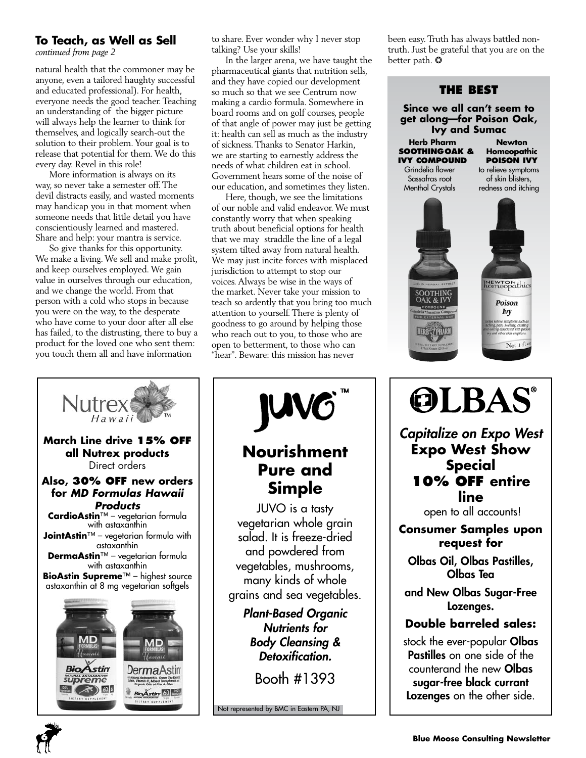## To Teach, as Well as Sell

*continued from page 2*

natural health that the commoner may be anyone, even a tailored haughty successful and educated professional). For health, everyone needs the good teacher. Teaching an understanding of the bigger picture will always help the learner to think for themselves, and logically search-out the solution to their problem. Your goal is to release that potential for them. We do this every day. Revel in this role!

More information is always on its way, so never take a semester off. The devil distracts easily, and wasted moments may handicap you in that moment when someone needs that little detail you have conscientiously learned and mastered. Share and help: your mantra is service.

So give thanks for this opportunity. We make a living. We sell and make profit, and keep ourselves employed. We gain value in ourselves through our education, and we change the world. From that person with a cold who stops in because you were on the way, to the desperate who have come to your door after all else has failed, to the distrusting, there to buy a product for the loved one who sent them: you touch them all and have information to share. Ever wonder why I never stop talking? Use your skills!

In the larger arena, we have taught the pharmaceutical giants that nutrition sells, and they have copied our development so much so that we see Centrum now making a cardio formula. Somewhere in board rooms and on golf courses, people of that angle of power may just be getting it: health can sell as much as the industry of sickness. Thanks to Senator Harkin, we are starting to earnestly address the needs of what children eat in school. Government hears some of the noise of our education, and sometimes they listen.

Here, though, we see the limitations of our noble and valid endeavor. We must constantly worry that when speaking truth about beneficial options for health that we may straddle the line of a legal system tilted away from natural health. We may just incite forces with misplaced jurisdiction to attempt to stop our voices. Always be wise in the ways of the market. Never take your mission to teach so ardently that you bring too much attention to yourself. There is plenty of goodness to go around by helping those who reach out to you, to those who are open to betterment, to those who can "hear". Beware: this mission has never been easy. Truth has always battled non-truth. Just be grateful that you are on the better path. ✪

---

### THE BEST

**Since we all can't seem to get along—for Poison Oak, Ivy and Sumac**

**Herb Pharm**
**SOOTHING OAK & IVY COMPOUND**
Grindelia flower
Sassafras root
Menthol Crystals

**Newton Homeopathic**
**POISON IVY**
to relieve symptoms of skin blisters, redness and itching

---

### Nutrex Hawaii™

**March Line drive 15% OFF all Nutrex products**
Direct orders

**Also, 30% OFF new orders for *MD Formulas Hawaii Products***

**CardioAstin**™ – vegetarian formula with astaxanthin
**JointAstin**™ – vegetarian formula with astaxanthin
**DermaAstin**™ – vegetarian formula with astaxanthin
**BioAstin Supreme**™ – highest source astaxanthin at 8 mg vegetarian softgels

---

### JUVO™

## Nourishment Pure and Simple

JUVO is a tasty vegetarian whole grain salad. It is freeze-dried and powdered from vegetables, mushrooms, many kinds of whole grains and sea vegetables.

***Plant-Based Organic Nutrients for Body Cleansing & Detoxification.***

Booth #1393

Not represented by BMC in Eastern PA, NJ

---

### OLBAS®

***Capitalize on Expo West***
**Expo West Show Special**
**10% OFF entire line**
open to all accounts!

**Consumer Samples upon request for**

**Olbas Oil, Olbas Pastilles, Olbas Tea**

**and New Olbas Sugar-Free Lozenges.**

**Double barreled sales:**

stock the ever-popular **Olbas Pastilles** on one side of the counterand the new **Olbas sugar-free black currant Lozenges** on the other side.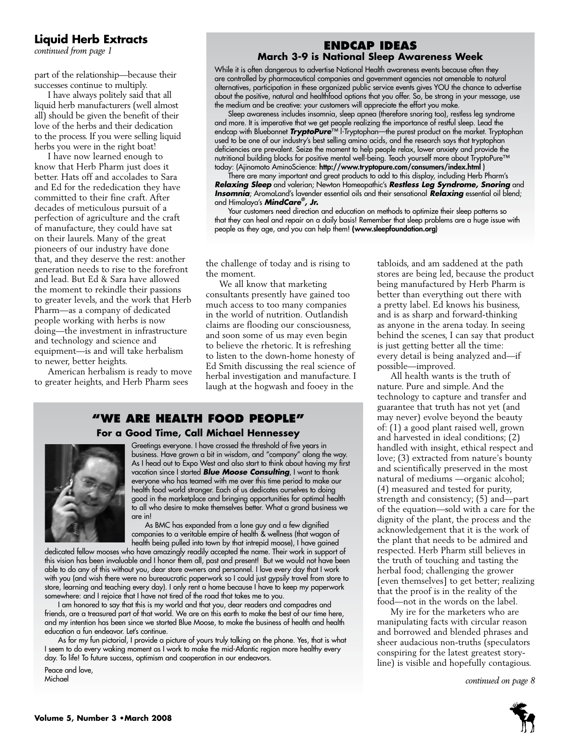## Liquid Herb Extracts

*continued from page 1*

part of the relationship—because their successes continue to multiply.

I have always politely said that all liquid herb manufacturers (well almost all) should be given the benefit of their love of the herbs and their dedication to the process. If you were selling liquid herbs you were in the right boat!

I have now learned enough to know that Herb Pharm just does it better. Hats off and accolades to Sara and Ed for the rededication they have committed to their fine craft. After decades of meticulous pursuit of a perfection of agriculture and the craft of manufacture, they could have sat on their laurels. Many of the great pioneers of our industry have done that, and they deserve the rest: another generation needs to rise to the forefront and lead. But Ed & Sara have allowed the moment to rekindle their passions to greater levels, and the work that Herb Pharm—as a company of dedicated people working with herbs is now doing—the investment in infrastructure and technology and science and equipment—is and will take herbalism to newer, better heights.

American herbalism is ready to move to greater heights, and Herb Pharm sees the challenge of today and is rising to the moment.

We all know that marketing consultants presently have gained too much access to too many companies in the world of nutrition. Outlandish claims are flooding our consciousness, and soon some of us may even begin to believe the rhetoric. It is refreshing to listen to the down-home honesty of Ed Smith discussing the real science of herbal investigation and manufacture. I laugh at the hogwash and fooey in the tabloids, and am saddened at the path stores are being led, because the product being manufactured by Herb Pharm is better than everything out there with a pretty label. Ed knows his business, and is as sharp and forward-thinking as anyone in the arena today. In seeing behind the scenes, I can say that product is just getting better all the time: every detail is being analyzed and—if possible—improved.

All health wants is the truth of nature. Pure and simple. And the technology to capture and transfer and guarantee that truth has not yet (and may never) evolve beyond the beauty of: (1) a good plant raised well, grown and harvested in ideal conditions; (2) handled with insight, ethical respect and love; (3) extracted from nature's bounty and scientifically preserved in the most natural of mediums —organic alcohol; (4) measured and tested for purity, strength and consistency; (5) and—part of the equation—sold with a care for the dignity of the plant, the process and the acknowledgement that it is the work of the plant that needs to be admired and respected. Herb Pharm still believes in the truth of touching and tasting the herbal food; challenging the grower [even themselves] to get better; realizing that the proof is in the reality of the food—not in the words on the label.

My ire for the marketers who are manipulating facts with circular reason and borrowed and blended phrases and sheer audacious non-truths (speculators conspiring for the latest greatest storyline) is visible and hopefully contagious.

*continued on page 8*

## ENDCAP IDEAS

### March 3-9 is National Sleep Awareness Week

While it is often dangerous to advertise National Health awareness events because often they are controlled by pharmaceutical companies and government agencies not amenable to natural alternatives, participation in these organized public service events gives YOU the chance to advertise about the positive, natural and healthfood options that you offer. So, be strong in your message, use the medium and be creative: your customers will appreciate the effort you make.

Sleep awareness includes insomnia, sleep apnea (therefore snoring too), restless leg syndrome and more. It is imperative that we get people realizing the importance of restful sleep. Lead the endcap with Bluebonnet ***TryptoPure***™ l-Tryptophan—the purest product on the market. Tryptophan used to be one of our industry's best selling amino acids, and the research says that tryptophan deficiencies are prevalent. Seize the moment to help people relax, lower anxiety and provide the nutritional building blocks for positive mental well-being. Teach yourself more about TryptoPure™ today: (Ajinomoto AminoScience: **http://www.tryptopure.com/consumers/index.html** )

There are many important and great products to add to this display, including Herb Pharm's ***Relaxing Sleep*** and valerian; Newton Homeopathic's ***Restless Leg Syndrome, Snoring*** and ***Insomnia***; AromaLand's lavender essential oils and their sensational ***Relaxing*** essential oil blend; and Himalaya's ***MindCare®, Jr.***

Your customers need direction and education on methods to optimize their sleep patterns so that they can heal and repair on a daily basis! Remember that sleep problems are a huge issue with people as they age, and you can help them! **(www.sleepfoundation.org)**

## "WE ARE HEALTH FOOD PEOPLE"

### For a Good Time, Call Michael Hennessey

Greetings everyone. I have crossed the threshold of five years in business. Have grown a bit in wisdom, and "company" along the way. As I head out to Expo West and also start to think about having my first vacation since I started ***Blue Moose Consulting***, I want to thank everyone who has teamed with me over this time period to make our health food world stronger. Each of us dedicates ourselves to doing good in the marketplace and bringing opportunities for optimal health to all who desire to make themselves better. What a grand business we are in!

As BMC has expanded from a lone guy and a few dignified companies to a veritable empire of health & wellness (that wagon of health being pulled into town by that intrepid moose), I have gained dedicated fellow mooses who have amazingly readily accepted the name. Their work in support of this vision has been invaluable and I honor them all, past and present! But we would not have been able to do any of this without you, dear store owners and personnel. I love every day that I work with you (and wish there were no bureaucratic paperwork so I could just gypsily travel from store to store, learning and teaching every day). I only rent a home because I have to keep my paperwork somewhere: and I rejoice that I have not tired of the road that takes me to you.

I am honored to say that this is my world and that you, dear readers and compadres and friends, are a treasured part of that world. We are on this earth to make the best of our time here, and my intention has been since we started Blue Moose, to make the business of health and health education a fun endeavor. Let's continue.

As for my fun pictorial, I provide a picture of yours truly talking on the phone. Yes, that is what I seem to do every waking moment as I work to make the mid-Atlantic region more healthy every day. To life! To future success, optimism and cooperation in our endeavors.

Peace and love,
Michael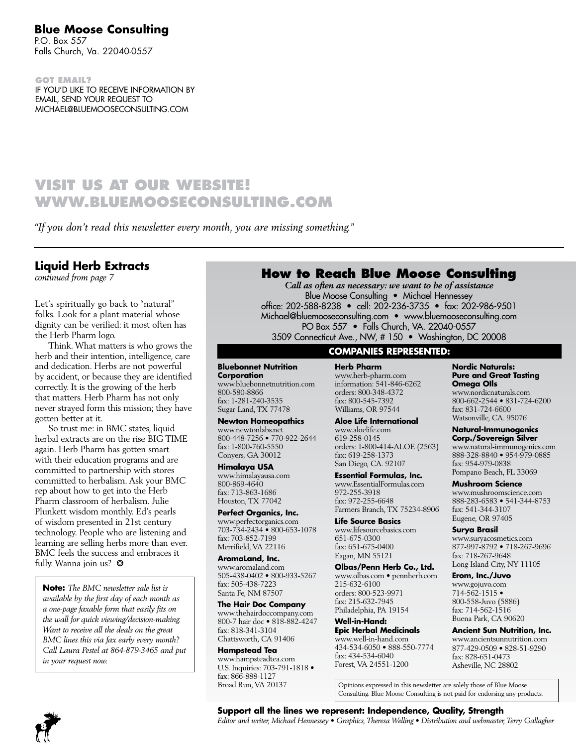**Blue Moose Consulting**
P.O. Box 557
Falls Church, Va. 22040-0557

**GOT EMAIL?**
IF YOU'D LIKE TO RECEIVE INFORMATION BY EMAIL, SEND YOUR REQUEST TO MICHAEL@BLUEMOOSECONSULTING.COM

## VISIT US AT OUR WEBSITE! WWW.BLUEMOOSECONSULTING.COM

*"If you don't read this newsletter every month, you are missing something."*

## Liquid Herb Extracts

*continued from page 7*

Let's spiritually go back to "natural" folks. Look for a plant material whose dignity can be verified: it most often has the Herb Pharm logo.

Think. What matters is who grows the herb and their intention, intelligence, care and dedication. Herbs are not powerful by accident, or because they are identified correctly. It is the growing of the herb that matters. Herb Pharm has not only never strayed form this mission; they have gotten better at it.

So trust me: in BMC states, liquid herbal extracts are on the rise BIG TIME again. Herb Pharm has gotten smart with their education programs and are committed to partnership with stores committed to herbalism. Ask your BMC rep about how to get into the Herb Pharm classroom of herbalism. Julie Plunkett wisdom monthly. Ed's pearls of wisdom presented in 21st century technology. People who are listening and learning are selling herbs more than ever. BMC feels the success and embraces it fully. Wanna join us? ✪

**Note:** *The BMC newsletter sale list is available by the first day of each month as a one-page faxable form that easily fits on the wall for quick viewing/decision-making. Want to receive all the deals on the great BMC lines this via fax early every month? Call Laura Pestel at 864-879-3465 and put in your request now.*

## How to Reach Blue Moose Consulting

***Call as often as necessary: we want to be of assistance***
Blue Moose Consulting • Michael Hennessey
office: 202-588-8238 • cell: 202-236-3735 • fax: 202-986-9501
Michael@bluemooseconsulting.com • www.bluemooseconsulting.com
PO Box 557 • Falls Church, VA. 22040-0557
3509 Connecticut Ave., NW, # 150 • Washington, DC 20008

### COMPANIES REPRESENTED:

**Bluebonnet Nutrition Corporation**
www.bluebonnetnutrition.com
800-580-8866
fax: 1-281-240-3535
Sugar Land, TX 77478

**Newton Homeopathics**
www.newtonlabs.net
800-448-7256 • 770-922-2644
fax: 1-800-760-5550
Conyers, GA 30012

**Himalaya USA**
www.himalayausa.com
800-869-4640
fax: 713-863-1686
Houston, TX 77042

**Perfect Organics, Inc.**
www.perfectorganics.com
703-734-2434 • 800-653-1078
fax: 703-852-7199
Merrifield, VA 22116

**AromaLand, Inc.**
www.aromaland.com
505-438-0402 • 800-933-5267
fax: 505-438-7223
Santa Fe, NM 87507

**The Hair Doc Company**
www.thehairdoccompany.com
800-7 hair doc • 818-882-4247
fax: 818-341-3104
Chattsworth, CA 91406

**Hampstead Tea**
www.hampsteadtea.com
U.S. Inquiries: 703-791-1818 •
fax: 866-888-1127
Broad Run, VA 20137

**Herb Pharm**
www.herb-pharm.com
information: 541-846-6262
orders: 800-348-4372
fax: 800-545-7392
Williams, OR 97544

**Aloe Life International**
www.aloelife.com
619-258-0145
orders: 1-800-414-ALOE (2563)
fax: 619-258-1373
San Diego, CA. 92107

**Essential Formulas, Inc.**
www.EssentialFormulas.com
972-255-3918
fax: 972-255-6648
Farmers Branch, TX 75234-8906

**Life Source Basics**
www.lifesourcebasics.com
651-675-0300
fax: 651-675-0400
Eagan, MN 55121

**Olbas/Penn Herb Co., Ltd.**
www.olbas.com • pennherb.com
215-632-6100
orders: 800-523-9971
fax: 215-632-7945
Philadelphia, PA 19154

**Well-in-Hand: Epic Herbal Medicinals**
www.well-in-hand.com
434-534-6050 • 888-550-7774
fax: 434-534-6040
Forest, VA 24551-1200

**Nordic Naturals: Pure and Great Tasting Omega OIls**
www.nordicnaturals.com
800-662-2544 • 831-724-6200
fax: 831-724-6600
Watsonville, CA. 95076

**Natural-Immunogenics Corp./Sovereign Silver**
www.natural-immunogenics.com
888-328-8840 • 954-979-0885
fax: 954-979-0838
Pompano Beach, FL 33069

**Mushroom Science**
www.mushroomscience.com
888-283-6583 • 541-344-8753
fax: 541-344-3107
Eugene, OR 97405

**Surya Brasil**
www.suryacosmetics.com
877-997-8792 • 718-267-9696
fax: 718-267-9648
Long Island City, NY 11105

**Erom, Inc./Juvo**
www.gojuvo.com
714-562-1515 •
800-558-Juvo (5886)
fax: 714-562-1516
Buena Park, CA 90620

**Ancient Sun Nutrition, Inc.**
www.ancientsunnutrition.com
877-429-0509 • 828-51-9290
fax: 828-651-0473
Asheville, NC 28802

Opinions expressed in this newsletter are solely those of Blue Moose Consulting. Blue Moose Consulting is not paid for endorsing any products.

**Support all the lines we represent: Independence, Quality, Strength**
*Editor and writer, Michael Hennessey • Graphics, Theresa Welling • Distribution and webmaster, Terry Gallagher*